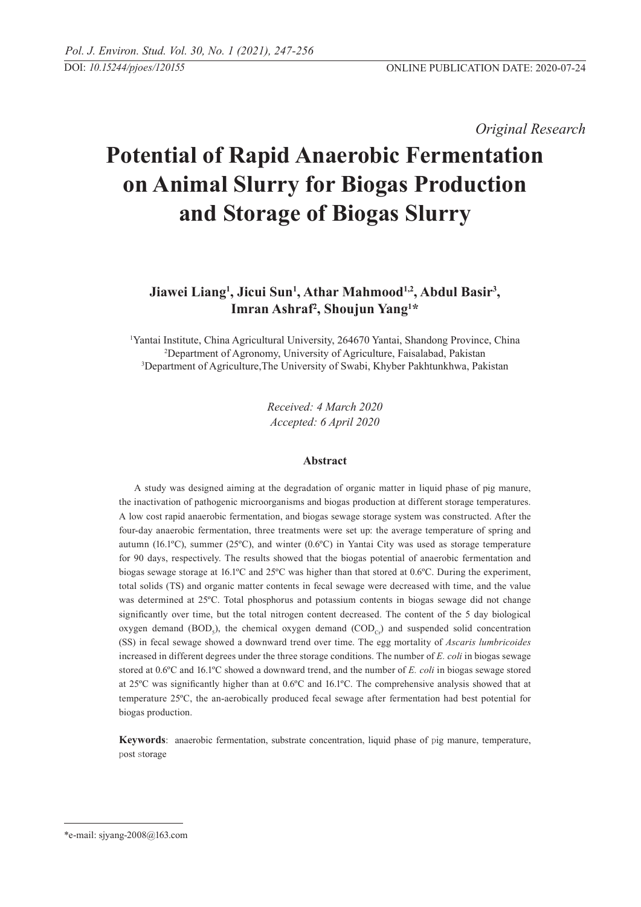*Original Research*

# Potential of Rapid Anaerobic Fermentation on Animal Slurry for Biogas Production and Storage of Biogas Slurry

**Jiawei Liang[1], Jicui Sun[1], Athar Mahmood[1,2], Abdul Basir[3], Imran Ashraf[2], Shoujun Yang[1]***

[1]Yantai Institute, China Agricultural University, 264670 Yantai, Shandong Province, China
[2]Department of Agronomy, University of Agriculture, Faisalabad, Pakistan
[3]Department of Agriculture,The University of Swabi, Khyber Pakhtunkhwa, Pakistan

*Received: 4 March 2020*
*Accepted: 6 April 2020*

### Abstract

A study was designed aiming at the degradation of organic matter in liquid phase of pig manure, the inactivation of pathogenic microorganisms and biogas production at different storage temperatures. A low cost rapid anaerobic fermentation, and biogas sewage storage system was constructed. After the four-day anaerobic fermentation, three treatments were set up: the average temperature of spring and autumn (16.1ºC), summer (25ºC), and winter (0.6ºC) in Yantai City was used as storage temperature for 90 days, respectively. The results showed that the biogas potential of anaerobic fermentation and biogas sewage storage at 16.1ºC and 25ºC was higher than that stored at 0.6ºC. During the experiment, total solids (TS) and organic matter contents in fecal sewage were decreased with time, and the value was determined at 25ºC. Total phosphorus and potassium contents in biogas sewage did not change significantly over time, but the total nitrogen content decreased. The content of the 5 day biological oxygen demand ($BOD_5$), the chemical oxygen demand ($COD_{Cr}$) and suspended solid concentration (SS) in fecal sewage showed a downward trend over time. The egg mortality of *Ascaris lumbricoides* increased in different degrees under the three storage conditions. The number of *E. coli* in biogas sewage stored at 0.6ºC and 16.1ºC showed a downward trend, and the number of *E. coli* in biogas sewage stored at 25ºC was significantly higher than at 0.6ºC and 16.1ºC. The comprehensive analysis showed that at temperature 25ºC, the an-aerobically produced fecal sewage after fermentation had best potential for biogas production.

**Keywords**: anaerobic fermentation, substrate concentration, liquid phase of pig manure, temperature, post storage

*e-mail: sjyang-2008@163.com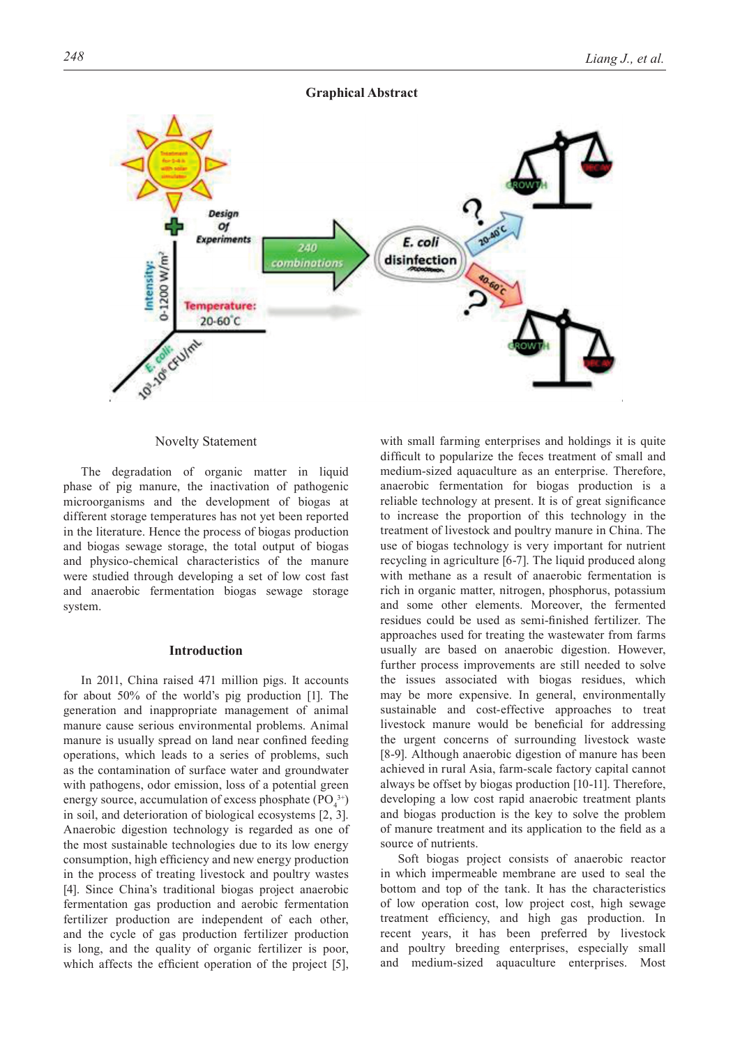**Graphical Abstract**

Novelty Statement

The degradation of organic matter in liquid phase of pig manure, the inactivation of pathogenic microorganisms and the development of biogas at different storage temperatures has not yet been reported in the literature. Hence the process of biogas production and biogas sewage storage, the total output of biogas and physico-chemical characteristics of the manure were studied through developing a set of low cost fast and anaerobic fermentation biogas sewage storage system.

## Introduction

In 2011, China raised 471 million pigs. It accounts for about 50% of the world's pig production [1]. The generation and inappropriate management of animal manure cause serious environmental problems. Animal manure is usually spread on land near confined feeding operations, which leads to a series of problems, such as the contamination of surface water and groundwater with pathogens, odor emission, loss of a potential green energy source, accumulation of excess phosphate ($PO_4^{3+}$) in soil, and deterioration of biological ecosystems [2, 3]. Anaerobic digestion technology is regarded as one of the most sustainable technologies due to its low energy consumption, high efficiency and new energy production in the process of treating livestock and poultry wastes [4]. Since China's traditional biogas project anaerobic fermentation gas production and aerobic fermentation fertilizer production are independent of each other, and the cycle of gas production fertilizer production is long, and the quality of organic fertilizer is poor, which affects the efficient operation of the project [5], with small farming enterprises and holdings it is quite difficult to popularize the feces treatment of small and medium-sized aquaculture as an enterprise. Therefore, anaerobic fermentation for biogas production is a reliable technology at present. It is of great significance to increase the proportion of this technology in the treatment of livestock and poultry manure in China. The use of biogas technology is very important for nutrient recycling in agriculture [6-7]. The liquid produced along with methane as a result of anaerobic fermentation is rich in organic matter, nitrogen, phosphorus, potassium and some other elements. Moreover, the fermented residues could be used as semi-finished fertilizer. The approaches used for treating the wastewater from farms usually are based on anaerobic digestion. However, further process improvements are still needed to solve the issues associated with biogas residues, which may be more expensive. In general, environmentally sustainable and cost-effective approaches to treat livestock manure would be beneficial for addressing the urgent concerns of surrounding livestock waste [8-9]. Although anaerobic digestion of manure has been achieved in rural Asia, farm-scale factory capital cannot always be offset by biogas production [10-11]. Therefore, developing a low cost rapid anaerobic treatment plants and biogas production is the key to solve the problem of manure treatment and its application to the field as a source of nutrients.

Soft biogas project consists of anaerobic reactor in which impermeable membrane are used to seal the bottom and top of the tank. It has the characteristics of low operation cost, low project cost, high sewage treatment efficiency, and high gas production. In recent years, it has been preferred by livestock and poultry breeding enterprises, especially small and medium-sized aquaculture enterprises. Most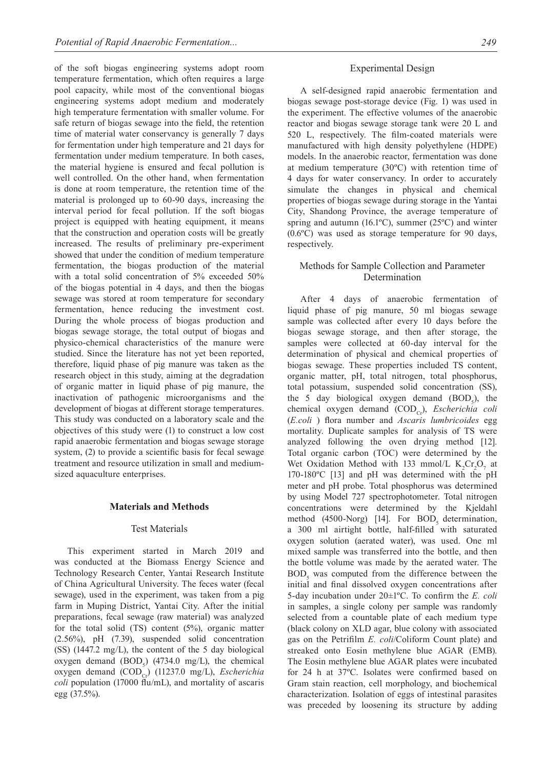of the soft biogas engineering systems adopt room temperature fermentation, which often requires a large pool capacity, while most of the conventional biogas engineering systems adopt medium and moderately high temperature fermentation with smaller volume. For safe return of biogas sewage into the field, the retention time of material water conservancy is generally 7 days for fermentation under high temperature and 21 days for fermentation under medium temperature. In both cases, the material hygiene is ensured and fecal pollution is well controlled. On the other hand, when fermentation is done at room temperature, the retention time of the material is prolonged up to 60-90 days, increasing the interval period for fecal pollution. If the soft biogas project is equipped with heating equipment, it means that the construction and operation costs will be greatly increased. The results of preliminary pre-experiment showed that under the condition of medium temperature fermentation, the biogas production of the material with a total solid concentration of 5% exceeded 50% of the biogas potential in 4 days, and then the biogas sewage was stored at room temperature for secondary fermentation, hence reducing the investment cost. During the whole process of biogas production and biogas sewage storage, the total output of biogas and physico-chemical characteristics of the manure were studied. Since the literature has not yet been reported, therefore, liquid phase of pig manure was taken as the research object in this study, aiming at the degradation of organic matter in liquid phase of pig manure, the inactivation of pathogenic microorganisms and the development of biogas at different storage temperatures. This study was conducted on a laboratory scale and the objectives of this study were (1) to construct a low cost rapid anaerobic fermentation and biogas sewage storage system, (2) to provide a scientific basis for fecal sewage treatment and resource utilization in small and medium-sized aquaculture enterprises.

## Materials and Methods

### Test Materials

This experiment started in March 2019 and was conducted at the Biomass Energy Science and Technology Research Center, Yantai Research Institute of China Agricultural University. The feces water (fecal sewage), used in the experiment, was taken from a pig farm in Muping District, Yantai City. After the initial preparations, fecal sewage (raw material) was analyzed for the total solid (TS) content (5%), organic matter (2.56%), pH (7.39), suspended solid concentration (SS) (1447.2 mg/L), the content of the 5 day biological oxygen demand ($BOD_5$) (4734.0 mg/L), the chemical oxygen demand ($COD_{Cr}$) (11237.0 mg/L), *Escherichia coli* population (17000 flu/mL), and mortality of ascaris egg (37.5%).

### Experimental Design

A self-designed rapid anaerobic fermentation and biogas sewage post-storage device (Fig. 1) was used in the experiment. The effective volumes of the anaerobic reactor and biogas sewage storage tank were 20 L and 520 L, respectively. The film-coated materials were manufactured with high density polyethylene (HDPE) models. In the anaerobic reactor, fermentation was done at medium temperature (30ºC) with retention time of 4 days for water conservancy. In order to accurately simulate the changes in physical and chemical properties of biogas sewage during storage in the Yantai City, Shandong Province, the average temperature of spring and autumn (16.1ºC), summer (25ºC) and winter (0.6ºC) was used as storage temperature for 90 days, respectively.

### Methods for Sample Collection and Parameter Determination

After 4 days of anaerobic fermentation of liquid phase of pig manure, 50 ml biogas sewage sample was collected after every 10 days before the biogas sewage storage, and then after storage, the samples were collected at 60-day interval for the determination of physical and chemical properties of biogas sewage. These properties included TS content, organic matter, pH, total nitrogen, total phosphorus, total potassium, suspended solid concentration (SS), the 5 day biological oxygen demand ($BOD_5$), the chemical oxygen demand ($COD_{Cr}$), *Escherichia coli* (*E.coli* ) flora number and *Ascaris lumbricoides* egg mortality. Duplicate samples for analysis of TS were analyzed following the oven drying method [12]. Total organic carbon (TOC) were determined by the Wet Oxidation Method with 133 mmol/L $K_2Cr_2O_7$ at 170-180ºC [13] and pH was determined with the pH meter and pH probe. Total phosphorus was determined by using Model 727 spectrophotometer. Total nitrogen concentrations were determined by the Kjeldahl method (4500-Norg) [14]. For $BOD_5$ determination, a 300 ml airtight bottle, half-filled with saturated oxygen solution (aerated water), was used. One ml mixed sample was transferred into the bottle, and then the bottle volume was made by the aerated water. The $BOD_5$ was computed from the difference between the initial and final dissolved oxygen concentrations after 5-day incubation under 20±1ºC. To confirm the *E. coli* in samples, a single colony per sample was randomly selected from a countable plate of each medium type (black colony on XLD agar, blue colony with associated gas on the Petrifilm *E. coli*/Coliform Count plate) and streaked onto Eosin methylene blue AGAR (EMB). The Eosin methylene blue AGAR plates were incubated for 24 h at 37ºC. Isolates were confirmed based on Gram stain reaction, cell morphology, and biochemical characterization. Isolation of eggs of intestinal parasites was preceded by loosening its structure by adding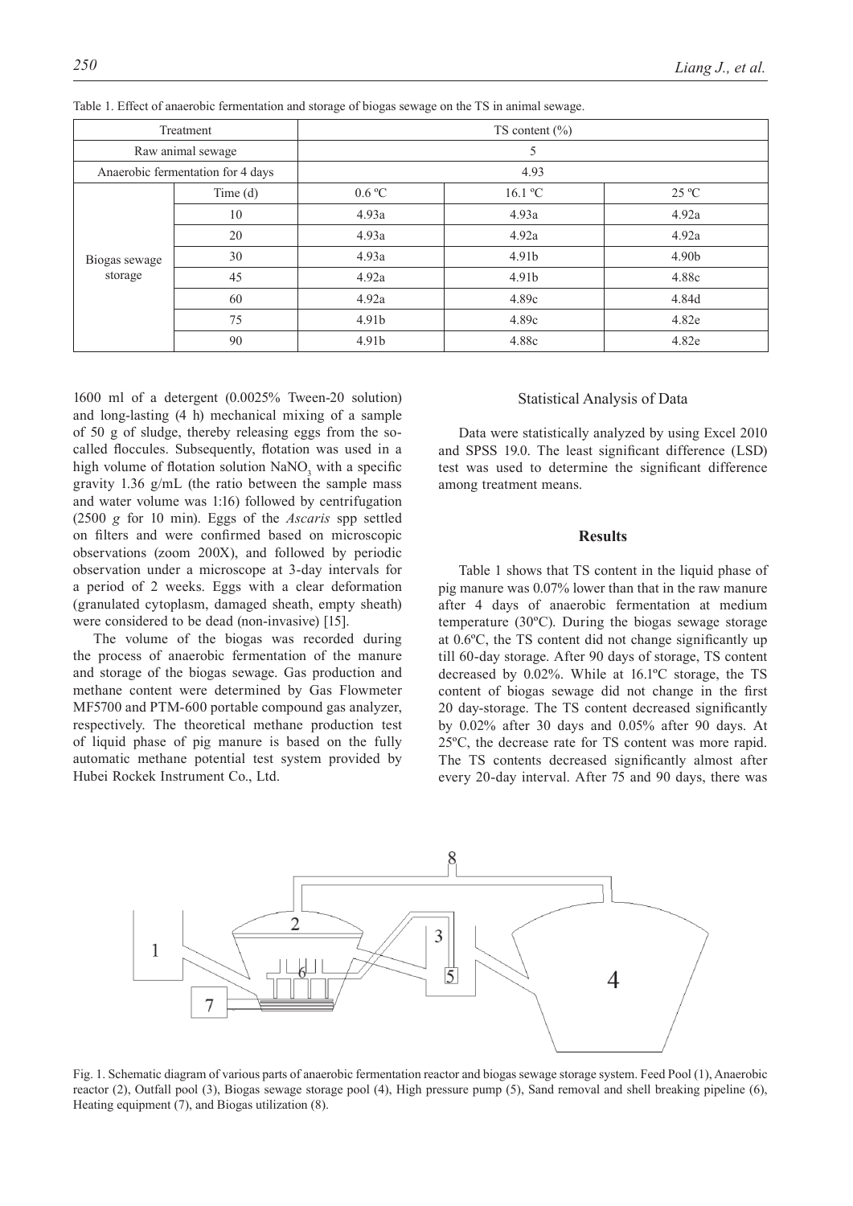Table 1. Effect of anaerobic fermentation and storage of biogas sewage on the TS in animal sewage.

| Treatment | | TS content (%) | | |
|---|---|---|---|---|
| Raw animal sewage | | 5 | | |
| Anaerobic fermentation for 4 days | | 4.93 | | |
| Biogas sewage storage | Time (d) | 0.6 ºC | 16.1 ºC | 25 ºC |
| | 10 | 4.93a | 4.93a | 4.92a |
| | 20 | 4.93a | 4.92a | 4.92a |
| | 30 | 4.93a | 4.91b | 4.90b |
| | 45 | 4.92a | 4.91b | 4.88c |
| | 60 | 4.92a | 4.89c | 4.84d |
| | 75 | 4.91b | 4.89c | 4.82e |
| | 90 | 4.91b | 4.88c | 4.82e |

1600 ml of a detergent (0.0025% Tween-20 solution) and long-lasting (4 h) mechanical mixing of a sample of 50 g of sludge, thereby releasing eggs from the so-called floccules. Subsequently, flotation was used in a high volume of flotation solution $NaNO_3$ with a specific gravity 1.36 g/mL (the ratio between the sample mass and water volume was 1:16) followed by centrifugation (2500 *g* for 10 min). Eggs of the *Ascaris* spp settled on filters and were confirmed based on microscopic observations (zoom 200X), and followed by periodic observation under a microscope at 3-day intervals for a period of 2 weeks. Eggs with a clear deformation (granulated cytoplasm, damaged sheath, empty sheath) were considered to be dead (non-invasive) [15].

The volume of the biogas was recorded during the process of anaerobic fermentation of the manure and storage of the biogas sewage. Gas production and methane content were determined by Gas Flowmeter MF5700 and PTM-600 portable compound gas analyzer, respectively. The theoretical methane production test of liquid phase of pig manure is based on the fully automatic methane potential test system provided by Hubei Rockek Instrument Co., Ltd.

## Statistical Analysis of Data

Data were statistically analyzed by using Excel 2010 and SPSS 19.0. The least significant difference (LSD) test was used to determine the significant difference among treatment means.

## Results

Table 1 shows that TS content in the liquid phase of pig manure was 0.07% lower than that in the raw manure after 4 days of anaerobic fermentation at medium temperature (30ºC). During the biogas sewage storage at 0.6ºC, the TS content did not change significantly up till 60-day storage. After 90 days of storage, TS content decreased by 0.02%. While at 16.1ºC storage, the TS content of biogas sewage did not change in the first 20 day-storage. The TS content decreased significantly by 0.02% after 30 days and 0.05% after 90 days. At 25ºC, the decrease rate for TS content was more rapid. The TS contents decreased significantly almost after every 20-day interval. After 75 and 90 days, there was

Fig. 1. Schematic diagram of various parts of anaerobic fermentation reactor and biogas sewage storage system. Feed Pool (1), Anaerobic reactor (2), Outfall pool (3), Biogas sewage storage pool (4), High pressure pump (5), Sand removal and shell breaking pipeline (6), Heating equipment (7), and Biogas utilization (8).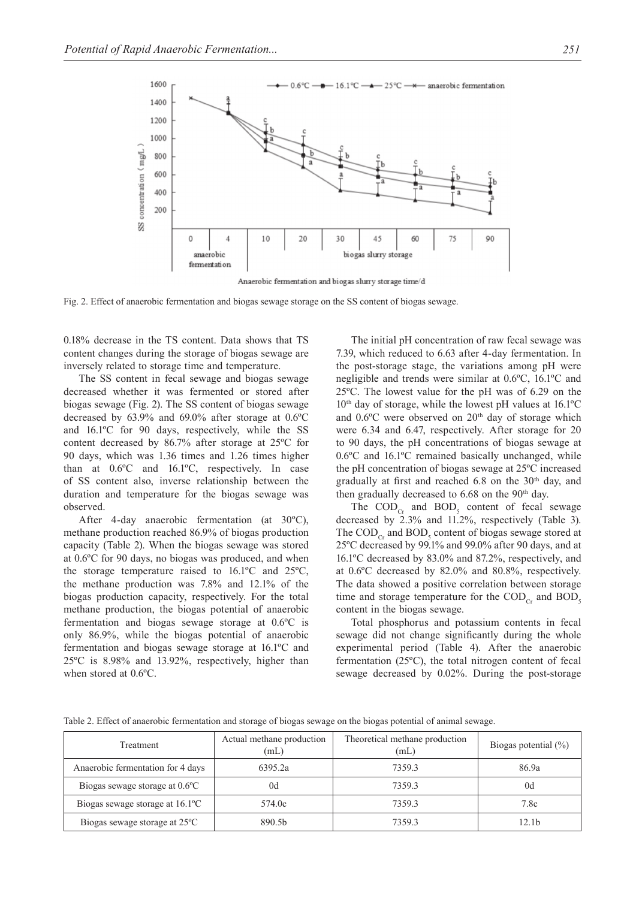Fig. 2. Effect of anaerobic fermentation and biogas sewage storage on the SS content of biogas sewage.

0.18% decrease in the TS content. Data shows that TS content changes during the storage of biogas sewage are inversely related to storage time and temperature.

The SS content in fecal sewage and biogas sewage decreased whether it was fermented or stored after biogas sewage (Fig. 2). The SS content of biogas sewage decreased by 63.9% and 69.0% after storage at 0.6ºC and 16.1ºC for 90 days, respectively, while the SS content decreased by 86.7% after storage at 25ºC for 90 days, which was 1.36 times and 1.26 times higher than at 0.6ºC and 16.1ºC, respectively. In case of SS content also, inverse relationship between the duration and temperature for the biogas sewage was observed.

After 4-day anaerobic fermentation (at 30ºC), methane production reached 86.9% of biogas production capacity (Table 2). When the biogas sewage was stored at 0.6ºC for 90 days, no biogas was produced, and when the storage temperature raised to 16.1ºC and 25ºC, the methane production was 7.8% and 12.1% of the biogas production capacity, respectively. For the total methane production, the biogas potential of anaerobic fermentation and biogas sewage storage at 0.6ºC is only 86.9%, while the biogas potential of anaerobic fermentation and biogas sewage storage at 16.1ºC and 25ºC is 8.98% and 13.92%, respectively, higher than when stored at 0.6ºC.

The initial pH concentration of raw fecal sewage was 7.39, which reduced to 6.63 after 4-day fermentation. In the post-storage stage, the variations among pH were negligible and trends were similar at 0.6ºC, 16.1ºC and 25ºC. The lowest value for the pH was of 6.29 on the 10th day of storage, while the lowest pH values at 16.1ºC and 0.6ºC were observed on 20th day of storage which were 6.34 and 6.47, respectively. After storage for 20 to 90 days, the pH concentrations of biogas sewage at 0.6ºC and 16.1ºC remained basically unchanged, while the pH concentration of biogas sewage at 25ºC increased gradually at first and reached 6.8 on the 30th day, and then gradually decreased to 6.68 on the 90th day.

The $COD_{Cr}$ and $BOD_5$ content of fecal sewage decreased by 2.3% and 11.2%, respectively (Table 3). The $COD_{Cr}$ and $BOD_5$ content of biogas sewage stored at 25ºC decreased by 99.1% and 99.0% after 90 days, and at 16.1ºC decreased by 83.0% and 87.2%, respectively, and at 0.6ºC decreased by 82.0% and 80.8%, respectively. The data showed a positive correlation between storage time and storage temperature for the $COD_{Cr}$ and $BOD_5$ content in the biogas sewage.

Total phosphorus and potassium contents in fecal sewage did not change significantly during the whole experimental period (Table 4). After the anaerobic fermentation (25ºC), the total nitrogen content of fecal sewage decreased by 0.02%. During the post-storage

Table 2. Effect of anaerobic fermentation and storage of biogas sewage on the biogas potential of animal sewage.

| Treatment | Actual methane production (mL) | Theoretical methane production (mL) | Biogas potential (%) |
|---|---|---|---|
| Anaerobic fermentation for 4 days | 6395.2a | 7359.3 | 86.9a |
| Biogas sewage storage at 0.6ºC | 0d | 7359.3 | 0d |
| Biogas sewage storage at 16.1ºC | 574.0c | 7359.3 | 7.8c |
| Biogas sewage storage at 25ºC | 890.5b | 7359.3 | 12.1b |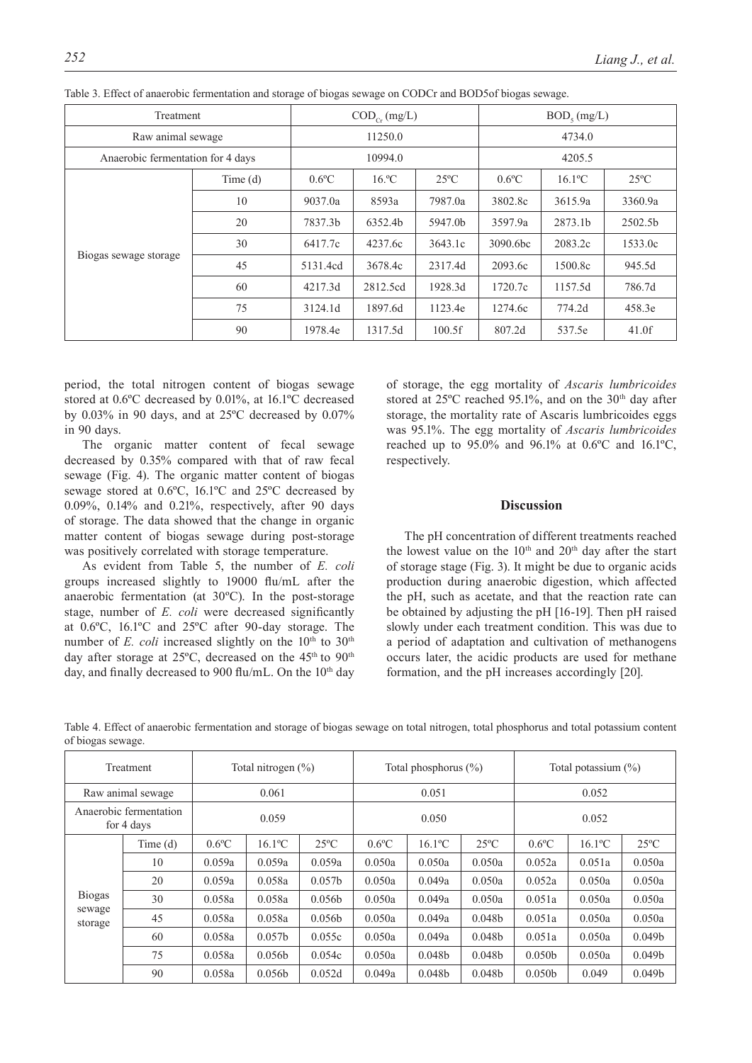Table 3. Effect of anaerobic fermentation and storage of biogas sewage on CODCr and BOD5of biogas sewage.

| Treatment | | $COD_{Cr}$ (mg/L) | | | $BOD_5$ (mg/L) | | |
|---|---|---|---|---|---|---|---|
| Raw animal sewage | | 11250.0 | | | 4734.0 | | |
| Anaerobic fermentation for 4 days | | 10994.0 | | | 4205.5 | | |
| Biogas sewage storage | Time (d) | 0.6ºC | 16.ºC | 25ºC | 0.6ºC | 16.1ºC | 25ºC |
| | 10 | 9037.0a | 8593a | 7987.0a | 3802.8c | 3615.9a | 3360.9a |
| | 20 | 7837.3b | 6352.4b | 5947.0b | 3597.9a | 2873.1b | 2502.5b |
| | 30 | 6417.7c | 4237.6c | 3643.1c | 3090.6bc | 2083.2c | 1533.0c |
| | 45 | 5131.4cd | 3678.4c | 2317.4d | 2093.6c | 1500.8c | 945.5d |
| | 60 | 4217.3d | 2812.5cd | 1928.3d | 1720.7c | 1157.5d | 786.7d |
| | 75 | 3124.1d | 1897.6d | 1123.4e | 1274.6c | 774.2d | 458.3e |
| | 90 | 1978.4e | 1317.5d | 100.5f | 807.2d | 537.5e | 41.0f |

period, the total nitrogen content of biogas sewage stored at 0.6ºC decreased by 0.01%, at 16.1ºC decreased by 0.03% in 90 days, and at 25ºC decreased by 0.07% in 90 days.

The organic matter content of fecal sewage decreased by 0.35% compared with that of raw fecal sewage (Fig. 4). The organic matter content of biogas sewage stored at 0.6ºC, 16.1ºC and 25ºC decreased by 0.09%, 0.14% and 0.21%, respectively, after 90 days of storage. The data showed that the change in organic matter content of biogas sewage during post-storage was positively correlated with storage temperature.

As evident from Table 5, the number of *E. coli* groups increased slightly to 19000 flu/mL after the anaerobic fermentation (at 30ºC). In the post-storage stage, number of *E. coli* were decreased significantly at 0.6ºC, 16.1ºC and 25ºC after 90-day storage. The number of *E. coli* increased slightly on the 10th to 30th day after storage at 25ºC, decreased on the 45th to 90th day, and finally decreased to 900 flu/mL. On the 10th day of storage, the egg mortality of *Ascaris lumbricoides* stored at 25ºC reached 95.1%, and on the 30th day after storage, the mortality rate of Ascaris lumbricoides eggs was 95.1%. The egg mortality of *Ascaris lumbricoides* reached up to 95.0% and 96.1% at 0.6ºC and 16.1ºC, respectively.

## Discussion

The pH concentration of different treatments reached the lowest value on the 10th and 20th day after the start of storage stage (Fig. 3). It might be due to organic acids production during anaerobic digestion, which affected the pH, such as acetate, and that the reaction rate can be obtained by adjusting the pH [16-19]. Then pH raised slowly under each treatment condition. This was due to a period of adaptation and cultivation of methanogens occurs later, the acidic products are used for methane formation, and the pH increases accordingly [20].

Table 4. Effect of anaerobic fermentation and storage of biogas sewage on total nitrogen, total phosphorus and total potassium content of biogas sewage.

| Treatment | | Total nitrogen (%) | | | Total phosphorus (%) | | | Total potassium (%) | | |
|---|---|---|---|---|---|---|---|---|---|---|
| Raw animal sewage | | 0.061 | | | 0.051 | | | 0.052 | | |
| Anaerobic fermentation for 4 days | | 0.059 | | | 0.050 | | | 0.052 | | |
| Biogas sewage storage | Time (d) | 0.6ºC | 16.1ºC | 25ºC | 0.6ºC | 16.1ºC | 25ºC | 0.6ºC | 16.1ºC | 25ºC |
| | 10 | 0.059a | 0.059a | 0.059a | 0.050a | 0.050a | 0.050a | 0.052a | 0.051a | 0.050a |
| | 20 | 0.059a | 0.058a | 0.057b | 0.050a | 0.049a | 0.050a | 0.052a | 0.050a | 0.050a |
| | 30 | 0.058a | 0.058a | 0.056b | 0.050a | 0.049a | 0.050a | 0.051a | 0.050a | 0.050a |
| | 45 | 0.058a | 0.058a | 0.056b | 0.050a | 0.049a | 0.048b | 0.051a | 0.050a | 0.050a |
| | 60 | 0.058a | 0.057b | 0.055c | 0.050a | 0.049a | 0.048b | 0.051a | 0.050a | 0.049b |
| | 75 | 0.058a | 0.056b | 0.054c | 0.050a | 0.048b | 0.048b | 0.050b | 0.050a | 0.049b |
| | 90 | 0.058a | 0.056b | 0.052d | 0.049a | 0.048b | 0.048b | 0.050b | 0.049 | 0.049b |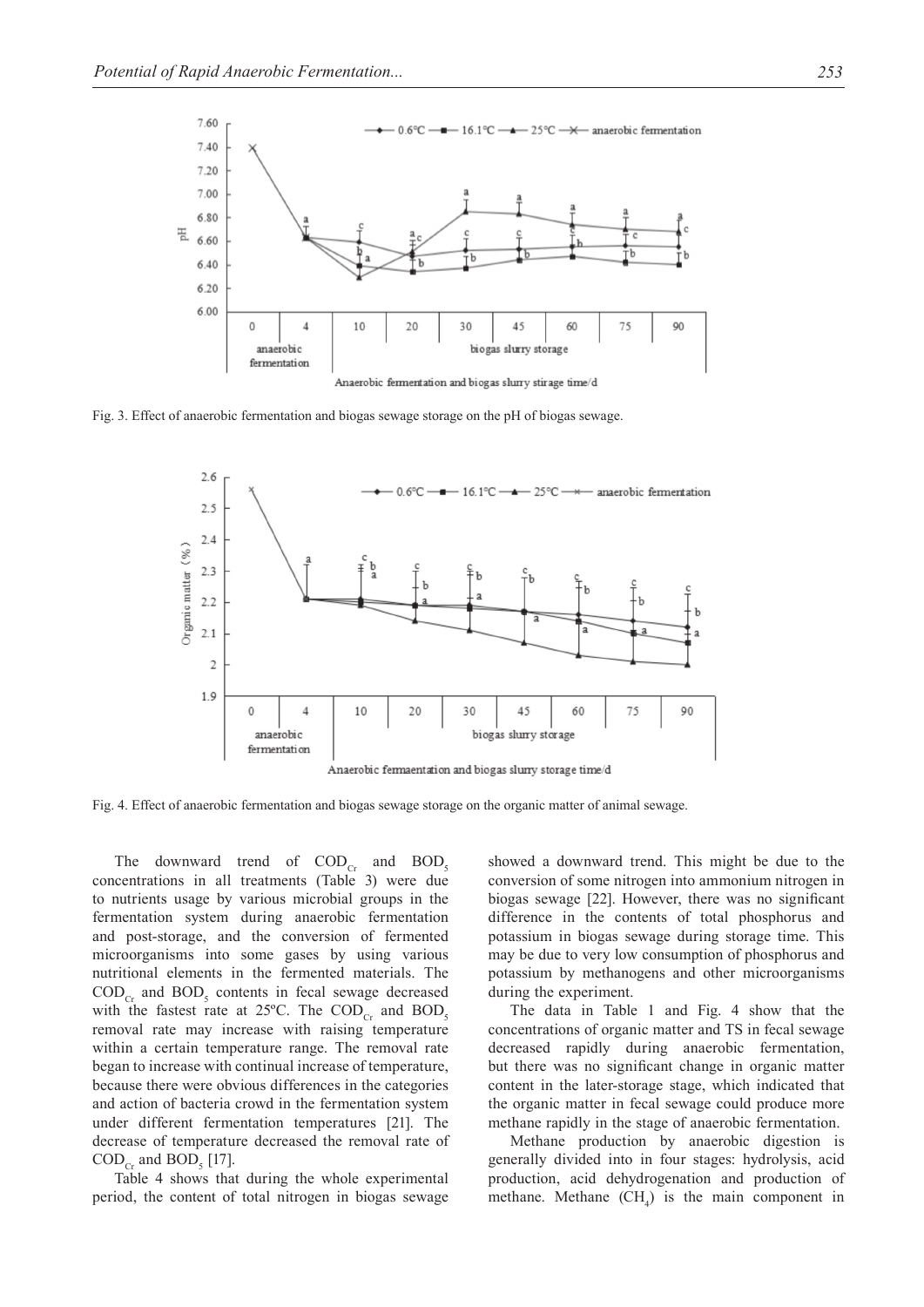Fig. 3. Effect of anaerobic fermentation and biogas sewage storage on the pH of biogas sewage.

Fig. 4. Effect of anaerobic fermentation and biogas sewage storage on the organic matter of animal sewage.

The downward trend of $COD_{Cr}$ and $BOD_5$ concentrations in all treatments (Table 3) were due to nutrients usage by various microbial groups in the fermentation system during anaerobic fermentation and post-storage, and the conversion of fermented microorganisms into some gases by using various nutritional elements in the fermented materials. The $COD_{Cr}$ and $BOD_5$ contents in fecal sewage decreased with the fastest rate at 25ºC. The $COD_{Cr}$ and $BOD_5$ removal rate may increase with raising temperature within a certain temperature range. The removal rate began to increase with continual increase of temperature, because there were obvious differences in the categories and action of bacteria crowd in the fermentation system under different fermentation temperatures [21]. The decrease of temperature decreased the removal rate of $COD_{Cr}$ and $BOD_5$ [17].

Table 4 shows that during the whole experimental period, the content of total nitrogen in biogas sewage showed a downward trend. This might be due to the conversion of some nitrogen into ammonium nitrogen in biogas sewage [22]. However, there was no significant difference in the contents of total phosphorus and potassium in biogas sewage during storage time. This may be due to very low consumption of phosphorus and potassium by methanogens and other microorganisms during the experiment.

The data in Table 1 and Fig. 4 show that the concentrations of organic matter and TS in fecal sewage decreased rapidly during anaerobic fermentation, but there was no significant change in organic matter content in the later-storage stage, which indicated that the organic matter in fecal sewage could produce more methane rapidly in the stage of anaerobic fermentation.

Methane production by anaerobic digestion is generally divided into in four stages: hydrolysis, acid production, acid dehydrogenation and production of methane. Methane ($CH_4$) is the main component in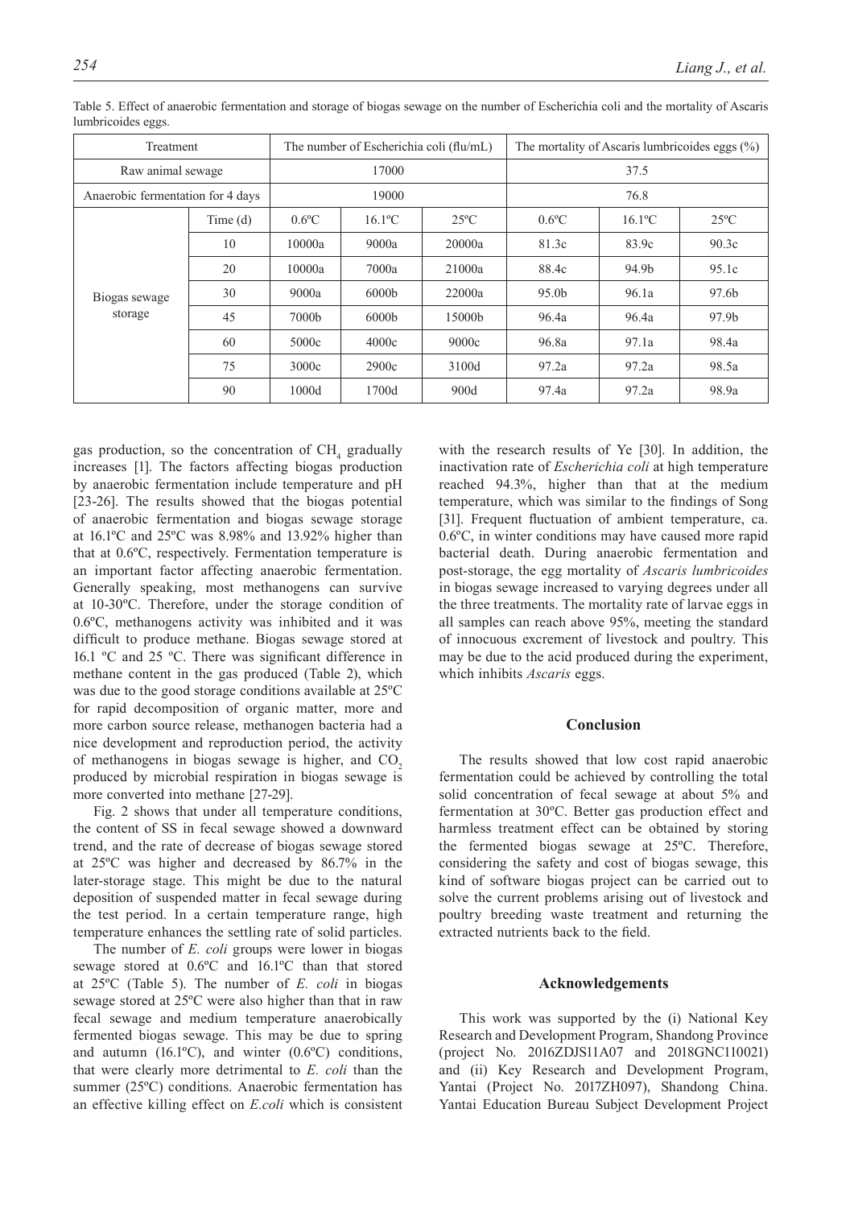Table 5. Effect of anaerobic fermentation and storage of biogas sewage on the number of Escherichia coli and the mortality of Ascaris lumbricoides eggs.

| Treatment | | The number of Escherichia coli (flu/mL) | | | The mortality of Ascaris lumbricoides eggs (%) | | |
|---|---|---|---|---|---|---|---|
| Raw animal sewage | | 17000 | | | 37.5 | | |
| Anaerobic fermentation for 4 days | | 19000 | | | 76.8 | | |
| Biogas sewage storage | Time (d) | 0.6ºC | 16.1ºC | 25ºC | 0.6ºC | 16.1ºC | 25ºC |
| | 10 | 10000a | 9000a | 20000a | 81.3c | 83.9c | 90.3c |
| | 20 | 10000a | 7000a | 21000a | 88.4c | 94.9b | 95.1c |
| | 30 | 9000a | 6000b | 22000a | 95.0b | 96.1a | 97.6b |
| | 45 | 7000b | 6000b | 15000b | 96.4a | 96.4a | 97.9b |
| | 60 | 5000c | 4000c | 9000c | 96.8a | 97.1a | 98.4a |
| | 75 | 3000c | 2900c | 3100d | 97.2a | 97.2a | 98.5a |
| | 90 | 1000d | 1700d | 900d | 97.4a | 97.2a | 98.9a |

gas production, so the concentration of $CH_4$ gradually increases [1]. The factors affecting biogas production by anaerobic fermentation include temperature and pH [23-26]. The results showed that the biogas potential of anaerobic fermentation and biogas sewage storage at 16.1ºC and 25ºC was 8.98% and 13.92% higher than that at 0.6ºC, respectively. Fermentation temperature is an important factor affecting anaerobic fermentation. Generally speaking, most methanogens can survive at 10-30ºC. Therefore, under the storage condition of 0.6ºC, methanogens activity was inhibited and it was difficult to produce methane. Biogas sewage stored at 16.1 ºC and 25 ºC. There was significant difference in methane content in the gas produced (Table 2), which was due to the good storage conditions available at 25ºC for rapid decomposition of organic matter, more and more carbon source release, methanogen bacteria had a nice development and reproduction period, the activity of methanogens in biogas sewage is higher, and $CO_2$ produced by microbial respiration in biogas sewage is more converted into methane [27-29].

Fig. 2 shows that under all temperature conditions, the content of SS in fecal sewage showed a downward trend, and the rate of decrease of biogas sewage stored at 25ºC was higher and decreased by 86.7% in the later-storage stage. This might be due to the natural deposition of suspended matter in fecal sewage during the test period. In a certain temperature range, high temperature enhances the settling rate of solid particles.

The number of *E. coli* groups were lower in biogas sewage stored at 0.6ºC and 16.1ºC than that stored at 25ºC (Table 5). The number of *E. coli* in biogas sewage stored at 25ºC were also higher than that in raw fecal sewage and medium temperature anaerobically fermented biogas sewage. This may be due to spring and autumn (16.1ºC), and winter (0.6ºC) conditions, that were clearly more detrimental to *E. coli* than the summer (25ºC) conditions. Anaerobic fermentation has an effective killing effect on *E.coli* which is consistent with the research results of Ye [30]. In addition, the inactivation rate of *Escherichia coli* at high temperature reached 94.3%, higher than that at the medium temperature, which was similar to the findings of Song [31]. Frequent fluctuation of ambient temperature, ca. 0.6ºC, in winter conditions may have caused more rapid bacterial death. During anaerobic fermentation and post-storage, the egg mortality of *Ascaris lumbricoides* in biogas sewage increased to varying degrees under all the three treatments. The mortality rate of larvae eggs in all samples can reach above 95%, meeting the standard of innocuous excrement of livestock and poultry. This may be due to the acid produced during the experiment, which inhibits *Ascaris* eggs.

## Conclusion

The results showed that low cost rapid anaerobic fermentation could be achieved by controlling the total solid concentration of fecal sewage at about 5% and fermentation at 30ºC. Better gas production effect and harmless treatment effect can be obtained by storing the fermented biogas sewage at 25ºC. Therefore, considering the safety and cost of biogas sewage, this kind of software biogas project can be carried out to solve the current problems arising out of livestock and poultry breeding waste treatment and returning the extracted nutrients back to the field.

## Acknowledgements

This work was supported by the (i) National Key Research and Development Program, Shandong Province (project No. 2016ZDJS11A07 and 2018GNC110021) and (ii) Key Research and Development Program, Yantai (Project No. 2017ZH097), Shandong China. Yantai Education Bureau Subject Development Project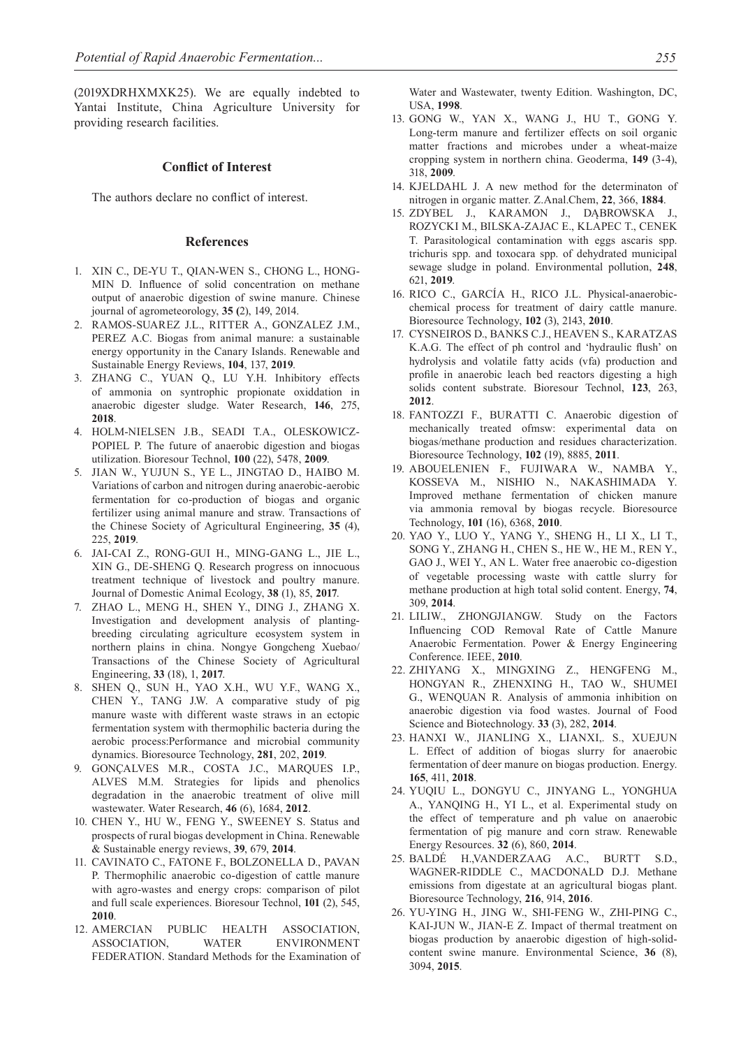(2019XDRHXMXK25). We are equally indebted to Yantai Institute, China Agriculture University for providing research facilities.

## Conflict of Interest

The authors declare no conflict of interest.

## References

1. XIN C., DE-YU T., QIAN-WEN S., CHONG L., HONG-MIN D. Influence of solid concentration on methane output of anaerobic digestion of swine manure. Chinese journal of agrometeorology, **35 (**2), 149, 2014.
2. RAMOS-SUAREZ J.L., RITTER A., GONZALEZ J.M., PEREZ A.C. Biogas from animal manure: a sustainable energy opportunity in the Canary Islands. Renewable and Sustainable Energy Reviews, **104**, 137, **2019**.
3. ZHANG C., YUAN Q., LU Y.H. Inhibitory effects of ammonia on syntrophic propionate oxiddation in anaerobic digester sludge. Water Research, **146**, 275, **2018**.
4. HOLM-NIELSEN J.B., SEADI T.A., OLESKOWICZ-POPIEL P. The future of anaerobic digestion and biogas utilization. Bioresour Technol, **100** (22), 5478, **2009**.
5. JIAN W., YUJUN S., YE L., JINGTAO D., HAIBO M. Variations of carbon and nitrogen during anaerobic-aerobic fermentation for co-production of biogas and organic fertilizer using animal manure and straw. Transactions of the Chinese Society of Agricultural Engineering, **35** (4), 225, **2019**.
6. JAI-CAI Z., RONG-GUI H., MING-GANG L., JIE L., XIN G., DE-SHENG Q. Research progress on innocuous treatment technique of livestock and poultry manure. Journal of Domestic Animal Ecology, **38** (1), 85, **2017**.
7. ZHAO L., MENG H., SHEN Y., DING J., ZHANG X. Investigation and development analysis of planting-breeding circulating agriculture ecosystem system in northern plains in china. Nongye Gongcheng Xuebao/ Transactions of the Chinese Society of Agricultural Engineering, **33** (18), 1, **2017**.
8. SHEN Q., SUN H., YAO X.H., WU Y.F., WANG X., CHEN Y., TANG J.W. A comparative study of pig manure waste with different waste straws in an ectopic fermentation system with thermophilic bacteria during the aerobic process:Performance and microbial community dynamics. Bioresource Technology, **281**, 202, **2019**.
9. GONÇALVES M.R., COSTA J.C., MARQUES I.P., ALVES M.M. Strategies for lipids and phenolics degradation in the anaerobic treatment of olive mill wastewater. Water Research, **46** (6), 1684, **2012**.
10. CHEN Y., HU W., FENG Y., SWEENEY S. Status and prospects of rural biogas development in China. Renewable & Sustainable energy reviews, **39**, 679, **2014**.
11. CAVINATO C., FATONE F., BOLZONELLA D., PAVAN P. Thermophilic anaerobic co-digestion of cattle manure with agro-wastes and energy crops: comparison of pilot and full scale experiences. Bioresour Technol, **101** (2), 545, **2010**.
12. AMERCIAN PUBLIC HEALTH ASSOCIATION, ASSOCIATION, WATER ENVIRONMENT FEDERATION. Standard Methods for the Examination of Water and Wastewater, twenty Edition. Washington, DC, USA, **1998**.
13. GONG W., YAN X., WANG J., HU T., GONG Y. Long-term manure and fertilizer effects on soil organic matter fractions and microbes under a wheat-maize cropping system in northern china. Geoderma, **149** (3-4), 318, **2009**.
14. KJELDAHL J. A new method for the determinaton of nitrogen in organic matter. Z.Anal.Chem, **22**, 366, **1884**.
15. ZDYBEL J., KARAMON J., DĄBROWSKA J., ROZYCKI M., BILSKA-ZAJAC E., KLAPEC T., CENEK T. Parasitological contamination with eggs ascaris spp. trichuris spp. and toxocara spp. of dehydrated municipal sewage sludge in poland. Environmental pollution, **248**, 621, **2019**.
16. RICO C., GARCÍA H., RICO J.L. Physical-anaerobic-chemical process for treatment of dairy cattle manure. Bioresource Technology, **102** (3), 2143, **2010**.
17. CYSNEIROS D., BANKS C.J., HEAVEN S., KARATZAS K.A.G. The effect of ph control and 'hydraulic flush' on hydrolysis and volatile fatty acids (vfa) production and profile in anaerobic leach bed reactors digesting a high solids content substrate. Bioresour Technol, **123**, 263, **2012**.
18. FANTOZZI F., BURATTI C. Anaerobic digestion of mechanically treated ofmsw: experimental data on biogas/methane production and residues characterization. Bioresource Technology, **102** (19), 8885, **2011**.
19. ABOUELENIEN F., FUJIWARA W., NAMBA Y., KOSSEVA M., NISHIO N., NAKASHIMADA Y. Improved methane fermentation of chicken manure via ammonia removal by biogas recycle. Bioresource Technology, **101** (16), 6368, **2010**.
20. YAO Y., LUO Y., YANG Y., SHENG H., LI X., LI T., SONG Y., ZHANG H., CHEN S., HE W., HE M., REN Y., GAO J., WEI Y., AN L. Water free anaerobic co-digestion of vegetable processing waste with cattle slurry for methane production at high total solid content. Energy, **74**, 309, **2014**.
21. LILIW., ZHONGJIANGW. Study on the Factors Influencing COD Removal Rate of Cattle Manure Anaerobic Fermentation. Power & Energy Engineering Conference. IEEE, **2010**.
22. ZHIYANG X., MINGXING Z., HENGFENG M., HONGYAN R., ZHENXING H., TAO W., SHUMEI G., WENQUAN R. Analysis of ammonia inhibition on anaerobic digestion via food wastes. Journal of Food Science and Biotechnology. **33** (3), 282, **2014**.
23. HANXI W., JIANLING X., LIANXI,. S., XUEJUN L. Effect of addition of biogas slurry for anaerobic fermentation of deer manure on biogas production. Energy. **165**, 411, **2018**.
24. YUQIU L., DONGYU C., JINYANG L., YONGHUA A., YANQING H., YI L., et al. Experimental study on the effect of temperature and ph value on anaerobic fermentation of pig manure and corn straw. Renewable Energy Resources. **32** (6), 860, **2014**.
25. BALDÉ H.,VANDERZAAG A.C., BURTT S.D., WAGNER-RIDDLE C., MACDONALD D.J. Methane emissions from digestate at an agricultural biogas plant. Bioresource Technology, **216**, 914, **2016**.
26. YU-YING H., JING W., SHI-FENG W., ZHI-PING C., KAI-JUN W., JIAN-E Z. Impact of thermal treatment on biogas production by anaerobic digestion of high-solid-content swine manure. Environmental Science, **36** (8), 3094, **2015**.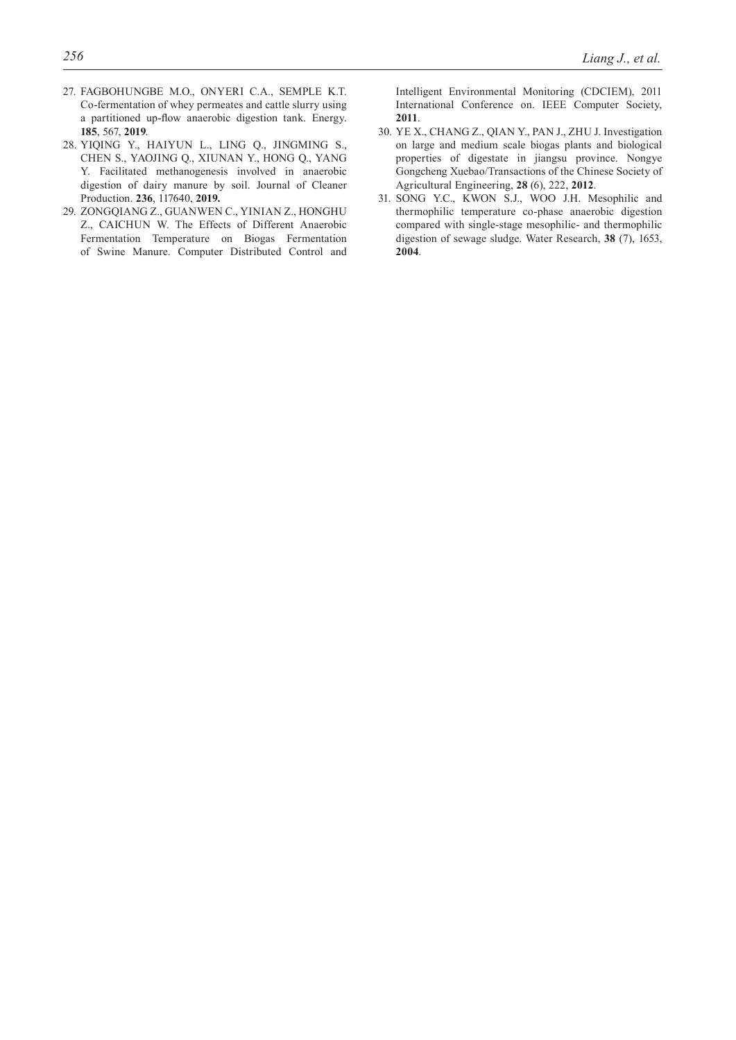27. FAGBOHUNGBE M.O., ONYERI C.A., SEMPLE K.T. Co-fermentation of whey permeates and cattle slurry using a partitioned up-flow anaerobic digestion tank. Energy. **185**, 567, **2019**.
28. YIQING Y., HAIYUN L., LING Q., JINGMING S., CHEN S., YAOJING Q., XIUNAN Y., HONG Q., YANG Y. Facilitated methanogenesis involved in anaerobic digestion of dairy manure by soil. Journal of Cleaner Production. **236**, 117640, **2019.**
29. ZONGQIANG Z., GUANWEN C., YINIAN Z., HONGHU Z., CAICHUN W. The Effects of Different Anaerobic Fermentation Temperature on Biogas Fermentation of Swine Manure. Computer Distributed Control and Intelligent Environmental Monitoring (CDCIEM), 2011 International Conference on. IEEE Computer Society, **2011**.
30. YE X., CHANG Z., QIAN Y., PAN J., ZHU J. Investigation on large and medium scale biogas plants and biological properties of digestate in jiangsu province. Nongye Gongcheng Xuebao/Transactions of the Chinese Society of Agricultural Engineering, **28** (6), 222, **2012**.
31. SONG Y.C., KWON S.J., WOO J.H. Mesophilic and thermophilic temperature co-phase anaerobic digestion compared with single-stage mesophilic- and thermophilic digestion of sewage sludge. Water Research, **38** (7), 1653, **2004**.